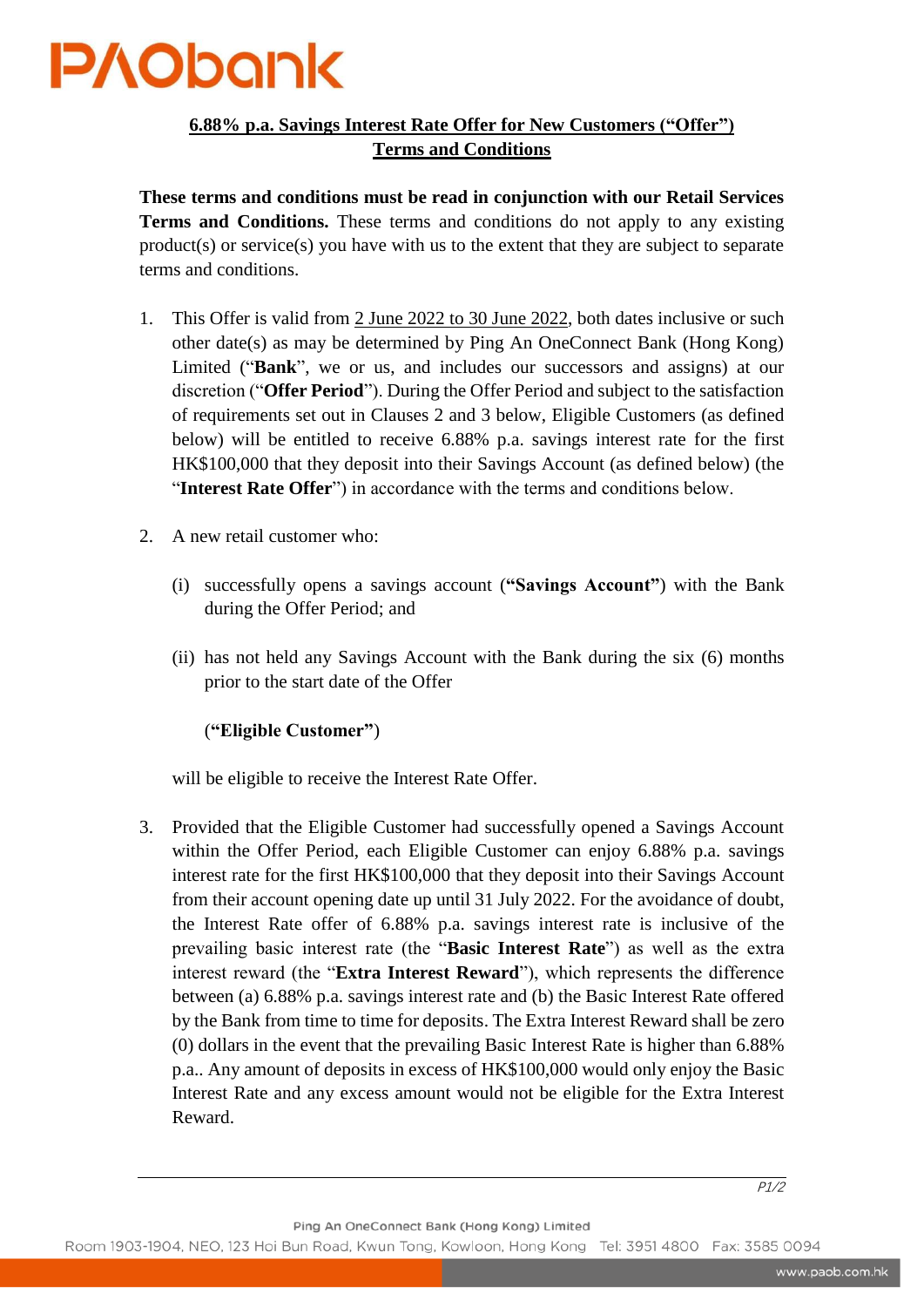PAObank

## 6.88% p.a. Savings Interest Rate Offer for New Customers ("Offer") Terms and Conditions

**These terms and conditions must be read in conjunction with our Retail Services Terms and Conditions.** These terms and conditions do not apply to any existing product(s) or service(s) you have with us to the extent that they are subject to separate terms and conditions.

1. This Offer is valid from 2 June 2022 to 30 June 2022, both dates inclusive or such other date(s) as may be determined by Ping An OneConnect Bank (Hong Kong) Limited ("**Bank**", we or us, and includes our successors and assigns) at our discretion ("**Offer Period**"). During the Offer Period and subject to the satisfaction of requirements set out in Clauses 2 and 3 below, Eligible Customers (as defined below) will be entitled to receive 6.88% p.a. savings interest rate for the first HK$100,000 that they deposit into their Savings Account (as defined below) (the "**Interest Rate Offer**") in accordance with the terms and conditions below.

2. A new retail customer who:

   (i) successfully opens a savings account (**"Savings Account"**) with the Bank during the Offer Period; and

   (ii) has not held any Savings Account with the Bank during the six (6) months prior to the start date of the Offer

   (**"Eligible Customer"**)

   will be eligible to receive the Interest Rate Offer.

3. Provided that the Eligible Customer had successfully opened a Savings Account within the Offer Period, each Eligible Customer can enjoy 6.88% p.a. savings interest rate for the first HK$100,000 that they deposit into their Savings Account from their account opening date up until 31 July 2022. For the avoidance of doubt, the Interest Rate offer of 6.88% p.a. savings interest rate is inclusive of the prevailing basic interest rate (the "**Basic Interest Rate**") as well as the extra interest reward (the "**Extra Interest Reward**"), which represents the difference between (a) 6.88% p.a. savings interest rate and (b) the Basic Interest Rate offered by the Bank from time to time for deposits. The Extra Interest Reward shall be zero (0) dollars in the event that the prevailing Basic Interest Rate is higher than 6.88% p.a.. Any amount of deposits in excess of HK$100,000 would only enjoy the Basic Interest Rate and any excess amount would not be eligible for the Extra Interest Reward.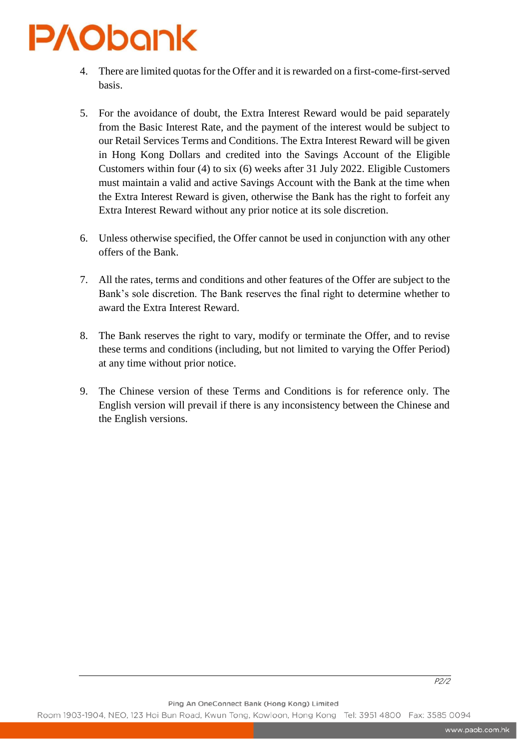4. There are limited quotas for the Offer and it is rewarded on a first-come-first-served basis.

5. For the avoidance of doubt, the Extra Interest Reward would be paid separately from the Basic Interest Rate, and the payment of the interest would be subject to our Retail Services Terms and Conditions. The Extra Interest Reward will be given in Hong Kong Dollars and credited into the Savings Account of the Eligible Customers within four (4) to six (6) weeks after 31 July 2022. Eligible Customers must maintain a valid and active Savings Account with the Bank at the time when the Extra Interest Reward is given, otherwise the Bank has the right to forfeit any Extra Interest Reward without any prior notice at its sole discretion.

6. Unless otherwise specified, the Offer cannot be used in conjunction with any other offers of the Bank.

7. All the rates, terms and conditions and other features of the Offer are subject to the Bank's sole discretion. The Bank reserves the final right to determine whether to award the Extra Interest Reward.

8. The Bank reserves the right to vary, modify or terminate the Offer, and to revise these terms and conditions (including, but not limited to varying the Offer Period) at any time without prior notice.

9. The Chinese version of these Terms and Conditions is for reference only. The English version will prevail if there is any inconsistency between the Chinese and the English versions.